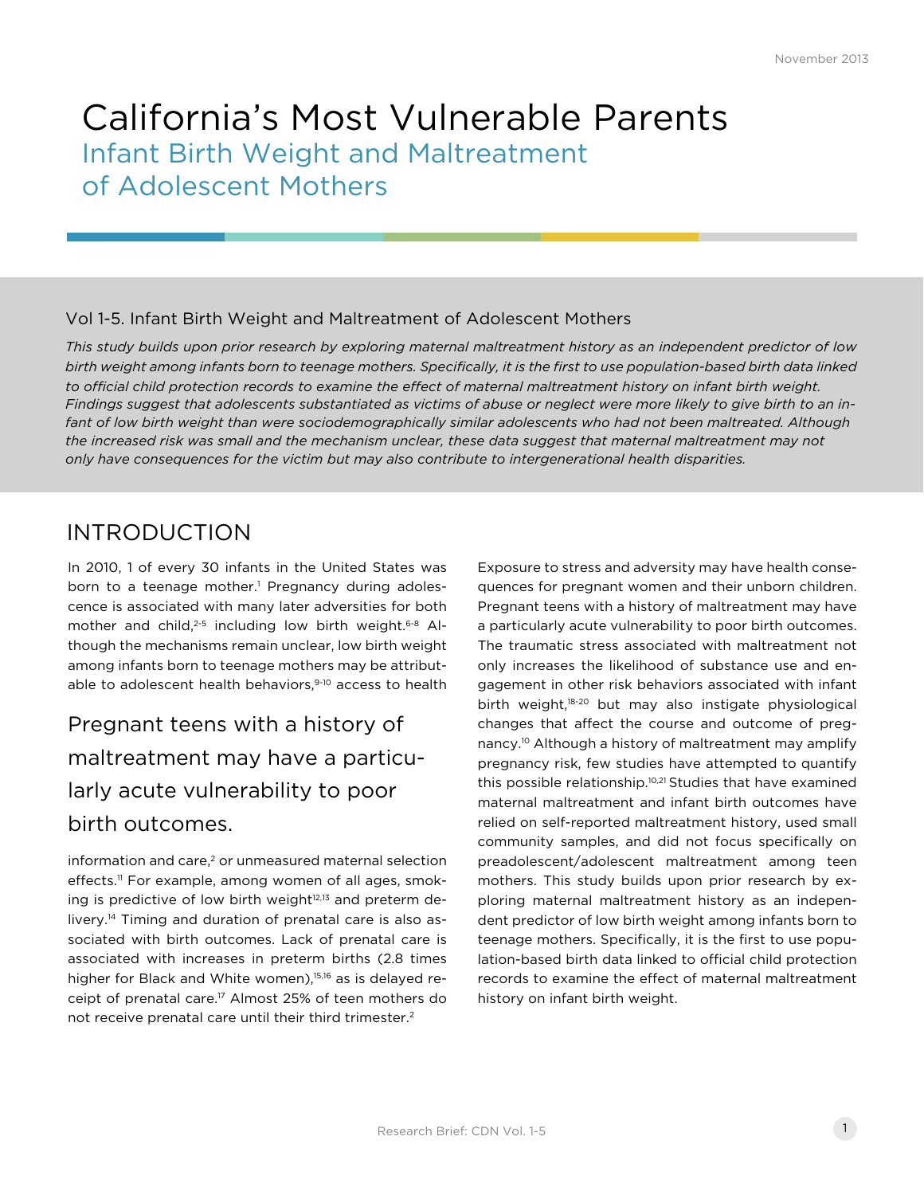# California's Most Vulnerable Parents

## Infant Birth Weight and Maltreatment of Adolescent Mothers

### Vol 1-5. Infant Birth Weight and Maltreatment of Adolescent Mothers

*This study builds upon prior research by exploring maternal maltreatment history as an independent predictor of low birth weight among infants born to teenage mothers. Specifically, it is the first to use population-based birth data linked to official child protection records to examine the effect of maternal maltreatment history on infant birth weight. Findings suggest that adolescents substantiated as victims of abuse or neglect were more likely to give birth to an infant of low birth weight than were sociodemographically similar adolescents who had not been maltreated. Although the increased risk was small and the mechanism unclear, these data suggest that maternal maltreatment may not only have consequences for the victim but may also contribute to intergenerational health disparities.*

## INTRODUCTION

In 2010, 1 of every 30 infants in the United States was born to a teenage mother.[1] Pregnancy during adolescence is associated with many later adversities for both mother and child,[2-5] including low birth weight.[6-8] Although the mechanisms remain unclear, low birth weight among infants born to teenage mothers may be attributable to adolescent health behaviors,[9-10] access to health information and care,[2] or unmeasured maternal selection effects.[11] For example, among women of all ages, smoking is predictive of low birth weight[12,13] and preterm delivery.[14] Timing and duration of prenatal care is also associated with birth outcomes. Lack of prenatal care is associated with increases in preterm births (2.8 times higher for Black and White women),[15,16] as is delayed receipt of prenatal care.[17] Almost 25% of teen mothers do not receive prenatal care until their third trimester.[2]

> Pregnant teens with a history of maltreatment may have a particularly acute vulnerability to poor birth outcomes.

Exposure to stress and adversity may have health consequences for pregnant women and their unborn children. Pregnant teens with a history of maltreatment may have a particularly acute vulnerability to poor birth outcomes. The traumatic stress associated with maltreatment not only increases the likelihood of substance use and engagement in other risk behaviors associated with infant birth weight,[18-20] but may also instigate physiological changes that affect the course and outcome of pregnancy.[10] Although a history of maltreatment may amplify pregnancy risk, few studies have attempted to quantify this possible relationship.[10,21] Studies that have examined maternal maltreatment and infant birth outcomes have relied on self-reported maltreatment history, used small community samples, and did not focus specifically on preadolescent/adolescent maltreatment among teen mothers. This study builds upon prior research by exploring maternal maltreatment history as an independent predictor of low birth weight among infants born to teenage mothers. Specifically, it is the first to use population-based birth data linked to official child protection records to examine the effect of maternal maltreatment history on infant birth weight.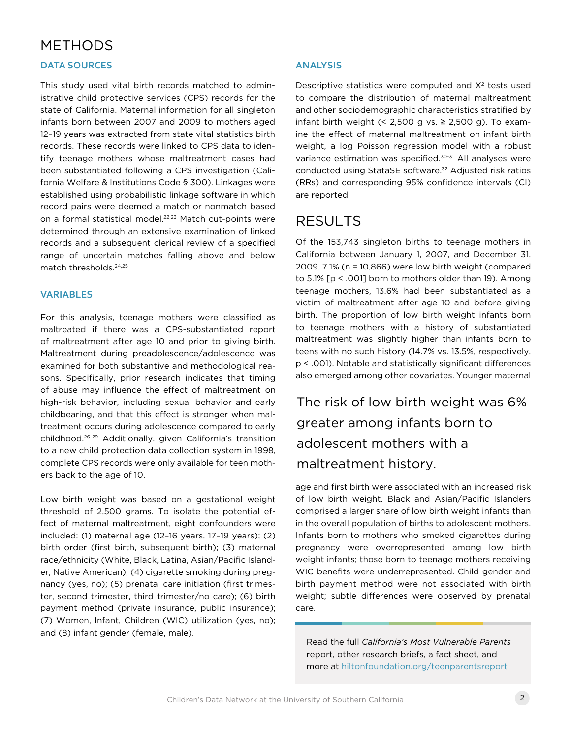# METHODS

## DATA SOURCES

This study used vital birth records matched to administrative child protective services (CPS) records for the state of California. Maternal information for all singleton infants born between 2007 and 2009 to mothers aged 12–19 years was extracted from state vital statistics birth records. These records were linked to CPS data to identify teenage mothers whose maltreatment cases had been substantiated following a CPS investigation (California Welfare & Institutions Code § 300). Linkages were established using probabilistic linkage software in which record pairs were deemed a match or nonmatch based on a formal statistical model.[22,23] Match cut-points were determined through an extensive examination of linked records and a subsequent clerical review of a specified range of uncertain matches falling above and below match thresholds.[24,25]

## VARIABLES

For this analysis, teenage mothers were classified as maltreated if there was a CPS-substantiated report of maltreatment after age 10 and prior to giving birth. Maltreatment during preadolescence/adolescence was examined for both substantive and methodological reasons. Specifically, prior research indicates that timing of abuse may influence the effect of maltreatment on high-risk behavior, including sexual behavior and early childbearing, and that this effect is stronger when maltreatment occurs during adolescence compared to early childhood.[26-29] Additionally, given California's transition to a new child protection data collection system in 1998, complete CPS records were only available for teen mothers back to the age of 10.

Low birth weight was based on a gestational weight threshold of 2,500 grams. To isolate the potential effect of maternal maltreatment, eight confounders were included: (1) maternal age (12–16 years, 17–19 years); (2) birth order (first birth, subsequent birth); (3) maternal race/ethnicity (White, Black, Latina, Asian/Pacific Islander, Native American); (4) cigarette smoking during pregnancy (yes, no); (5) prenatal care initiation (first trimester, second trimester, third trimester/no care); (6) birth payment method (private insurance, public insurance); (7) Women, Infant, Children (WIC) utilization (yes, no); and (8) infant gender (female, male).

## ANALYSIS

Descriptive statistics were computed and $X^2$ tests used to compare the distribution of maternal maltreatment and other sociodemographic characteristics stratified by infant birth weight (< 2,500 g vs. ≥ 2,500 g). To examine the effect of maternal maltreatment on infant birth weight, a log Poisson regression model with a robust variance estimation was specified.[30-31] All analyses were conducted using StataSE software.[32] Adjusted risk ratios (RRs) and corresponding 95% confidence intervals (CI) are reported.

# RESULTS

Of the 153,743 singleton births to teenage mothers in California between January 1, 2007, and December 31, 2009, 7.1% (n = 10,866) were low birth weight (compared to 5.1% [$p < .001$] born to mothers older than 19). Among teenage mothers, 13.6% had been substantiated as a victim of maltreatment after age 10 and before giving birth. The proportion of low birth weight infants born to teenage mothers with a history of substantiated maltreatment was slightly higher than infants born to teens with no such history (14.7% vs. 13.5%, respectively, $p < .001$). Notable and statistically significant differences also emerged among other covariates. Younger maternal age and first birth were associated with an increased risk of low birth weight. Black and Asian/Pacific Islanders comprised a larger share of low birth weight infants than in the overall population of births to adolescent mothers. Infants born to mothers who smoked cigarettes during pregnancy were overrepresented among low birth weight infants; those born to teenage mothers receiving WIC benefits were underrepresented. Child gender and birth payment method were not associated with birth weight; subtle differences were observed by prenatal care.

> The risk of low birth weight was 6% greater among infants born to adolescent mothers with a maltreatment history.

Read the full *California's Most Vulnerable Parents* report, other research briefs, a fact sheet, and more at hiltonfoundation.org/teenparentsreport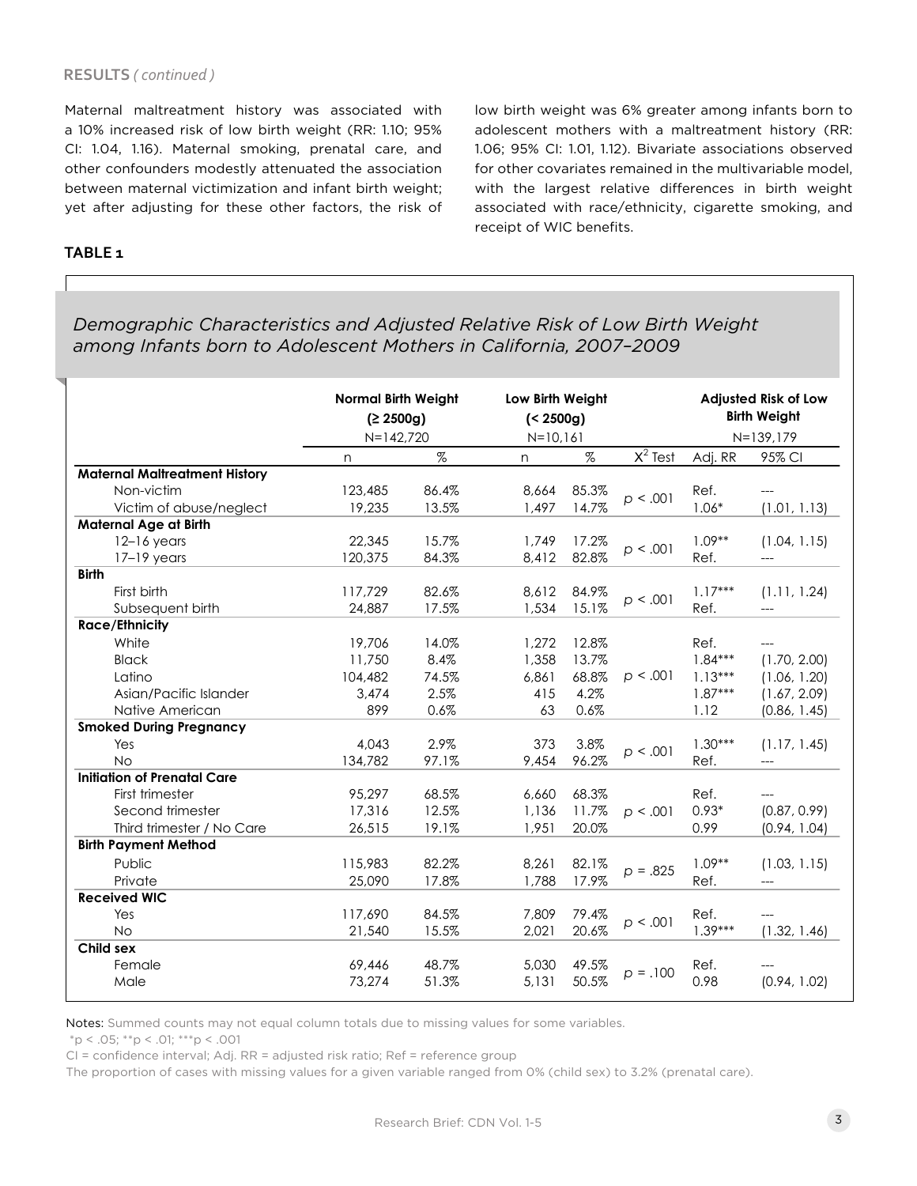## RESULTS *( continued )*

Maternal maltreatment history was associated with a 10% increased risk of low birth weight (RR: 1.10; 95% CI: 1.04, 1.16). Maternal smoking, prenatal care, and other confounders modestly attenuated the association between maternal victimization and infant birth weight; yet after adjusting for these other factors, the risk of low birth weight was 6% greater among infants born to adolescent mothers with a maltreatment history (RR: 1.06; 95% CI: 1.01, 1.12). Bivariate associations observed for other covariates remained in the multivariable model, with the largest relative differences in birth weight associated with race/ethnicity, cigarette smoking, and receipt of WIC benefits.

**TABLE 1**

*Demographic Characteristics and Adjusted Relative Risk of Low Birth Weight among Infants born to Adolescent Mothers in California, 2007–2009*

| | Normal Birth Weight (≥ 2500g) N=142,720 | | Low Birth Weight (< 2500g) N=10,161 | | | Adjusted Risk of Low Birth Weight N=139,179 | |
|---|---|---|---|---|---|---|---|
| | n | % | n | % | $X^2$ Test | Adj. RR | 95% CI |
| **Maternal Maltreatment History** | | | | | | | |
| Non-victim | 123,485 | 86.4% | 8,664 | 85.3% | $p < .001$ | Ref. | --- |
| Victim of abuse/neglect | 19,235 | 13.5% | 1,497 | 14.7% | | 1.06* | (1.01, 1.13) |
| **Maternal Age at Birth** | | | | | | | |
| 12–16 years | 22,345 | 15.7% | 1,749 | 17.2% | $p < .001$ | 1.09** | (1.04, 1.15) |
| 17–19 years | 120,375 | 84.3% | 8,412 | 82.8% | | Ref. | --- |
| **Birth** | | | | | | | |
| First birth | 117,729 | 82.6% | 8,612 | 84.9% | $p < .001$ | 1.17*** | (1.11, 1.24) |
| Subsequent birth | 24,887 | 17.5% | 1,534 | 15.1% | | Ref. | --- |
| **Race/Ethnicity** | | | | | | | |
| White | 19,706 | 14.0% | 1,272 | 12.8% | | Ref. | --- |
| Black | 11,750 | 8.4% | 1,358 | 13.7% | | 1.84*** | (1.70, 2.00) |
| Latino | 104,482 | 74.5% | 6,861 | 68.8% | $p < .001$ | 1.13*** | (1.06, 1.20) |
| Asian/Pacific Islander | 3,474 | 2.5% | 415 | 4.2% | | 1.87*** | (1.67, 2.09) |
| Native American | 899 | 0.6% | 63 | 0.6% | | 1.12 | (0.86, 1.45) |
| **Smoked During Pregnancy** | | | | | | | |
| Yes | 4,043 | 2.9% | 373 | 3.8% | $p < .001$ | 1.30*** | (1.17, 1.45) |
| No | 134,782 | 97.1% | 9,454 | 96.2% | | Ref. | --- |
| **Initiation of Prenatal Care** | | | | | | | |
| First trimester | 95,297 | 68.5% | 6,660 | 68.3% | | Ref. | --- |
| Second trimester | 17,316 | 12.5% | 1,136 | 11.7% | $p < .001$ | 0.93* | (0.87, 0.99) |
| Third trimester / No Care | 26,515 | 19.1% | 1,951 | 20.0% | | 0.99 | (0.94, 1.04) |
| **Birth Payment Method** | | | | | | | |
| Public | 115,983 | 82.2% | 8,261 | 82.1% | $p = .825$ | 1.09** | (1.03, 1.15) |
| Private | 25,090 | 17.8% | 1,788 | 17.9% | | Ref. | --- |
| **Received WIC** | | | | | | | |
| Yes | 117,690 | 84.5% | 7,809 | 79.4% | $p < .001$ | Ref. | --- |
| No | 21,540 | 15.5% | 2,021 | 20.6% | | 1.39*** | (1.32, 1.46) |
| **Child sex** | | | | | | | |
| Female | 69,446 | 48.7% | 5,030 | 49.5% | $p = .100$ | Ref. | --- |
| Male | 73,274 | 51.3% | 5,131 | 50.5% | | 0.98 | (0.94, 1.02) |

Notes: Summed counts may not equal column totals due to missing values for some variables.

*p < .05; **p < .01; ***p < .001

CI = confidence interval; Adj. RR = adjusted risk ratio; Ref = reference group

The proportion of cases with missing values for a given variable ranged from 0% (child sex) to 3.2% (prenatal care).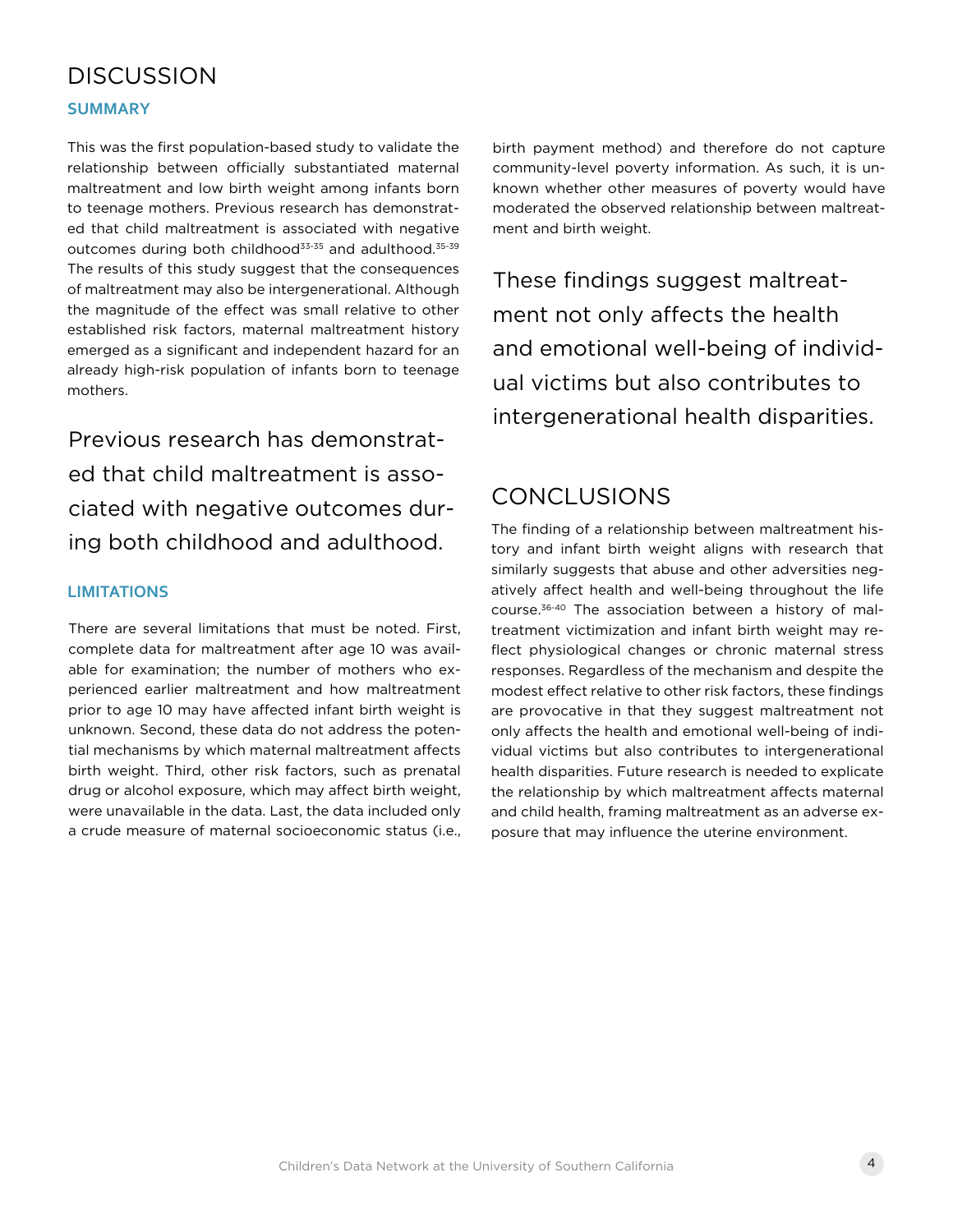# DISCUSSION

## SUMMARY

This was the first population-based study to validate the relationship between officially substantiated maternal maltreatment and low birth weight among infants born to teenage mothers. Previous research has demonstrated that child maltreatment is associated with negative outcomes during both childhood[33-35] and adulthood.[35-39] The results of this study suggest that the consequences of maltreatment may also be intergenerational. Although the magnitude of the effect was small relative to other established risk factors, maternal maltreatment history emerged as a significant and independent hazard for an already high-risk population of infants born to teenage mothers.

> Previous research has demonstrated that child maltreatment is associated with negative outcomes during both childhood and adulthood.

## LIMITATIONS

There are several limitations that must be noted. First, complete data for maltreatment after age 10 was available for examination; the number of mothers who experienced earlier maltreatment and how maltreatment prior to age 10 may have affected infant birth weight is unknown. Second, these data do not address the potential mechanisms by which maternal maltreatment affects birth weight. Third, other risk factors, such as prenatal drug or alcohol exposure, which may affect birth weight, were unavailable in the data. Last, the data included only a crude measure of maternal socioeconomic status (i.e., birth payment method) and therefore do not capture community-level poverty information. As such, it is unknown whether other measures of poverty would have moderated the observed relationship between maltreatment and birth weight.

> These findings suggest maltreatment not only affects the health and emotional well-being of individual victims but also contributes to intergenerational health disparities.

# CONCLUSIONS

The finding of a relationship between maltreatment history and infant birth weight aligns with research that similarly suggests that abuse and other adversities negatively affect health and well-being throughout the life course.[36-40] The association between a history of maltreatment victimization and infant birth weight may reflect physiological changes or chronic maternal stress responses. Regardless of the mechanism and despite the modest effect relative to other risk factors, these findings are provocative in that they suggest maltreatment not only affects the health and emotional well-being of individual victims but also contributes to intergenerational health disparities. Future research is needed to explicate the relationship by which maltreatment affects maternal and child health, framing maltreatment as an adverse exposure that may influence the uterine environment.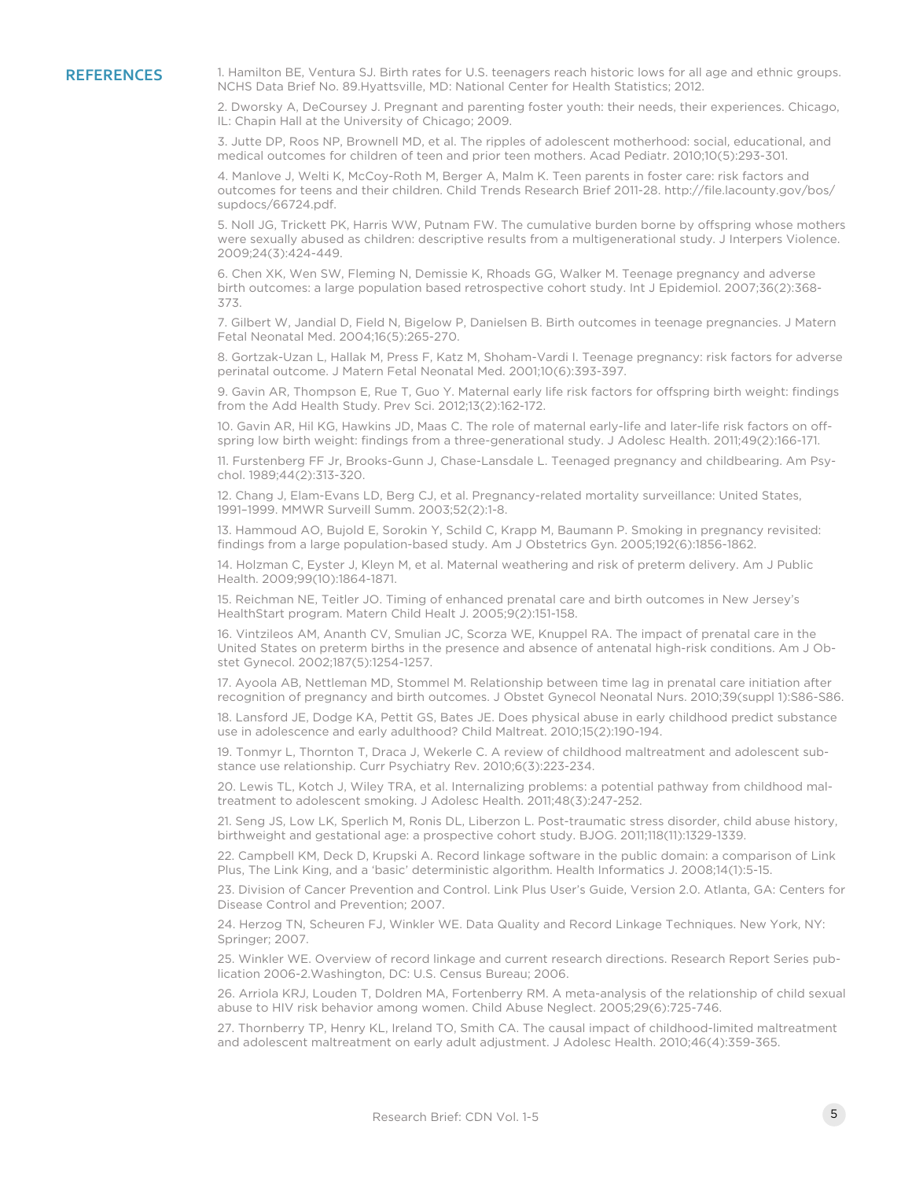## REFERENCES

1. Hamilton BE, Ventura SJ. Birth rates for U.S. teenagers reach historic lows for all age and ethnic groups. NCHS Data Brief No. 89.Hyattsville, MD: National Center for Health Statistics; 2012.

2. Dworsky A, DeCoursey J. Pregnant and parenting foster youth: their needs, their experiences. Chicago, IL: Chapin Hall at the University of Chicago; 2009.

3. Jutte DP, Roos NP, Brownell MD, et al. The ripples of adolescent motherhood: social, educational, and medical outcomes for children of teen and prior teen mothers. Acad Pediatr. 2010;10(5):293-301.

4. Manlove J, Welti K, McCoy-Roth M, Berger A, Malm K. Teen parents in foster care: risk factors and outcomes for teens and their children. Child Trends Research Brief 2011-28. http://file.lacounty.gov/bos/supdocs/66724.pdf.

5. Noll JG, Trickett PK, Harris WW, Putnam FW. The cumulative burden borne by offspring whose mothers were sexually abused as children: descriptive results from a multigenerational study. J Interpers Violence. 2009;24(3):424-449.

6. Chen XK, Wen SW, Fleming N, Demissie K, Rhoads GG, Walker M. Teenage pregnancy and adverse birth outcomes: a large population based retrospective cohort study. Int J Epidemiol. 2007;36(2):368-373.

7. Gilbert W, Jandial D, Field N, Bigelow P, Danielsen B. Birth outcomes in teenage pregnancies. J Matern Fetal Neonatal Med. 2004;16(5):265-270.

8. Gortzak-Uzan L, Hallak M, Press F, Katz M, Shoham-Vardi I. Teenage pregnancy: risk factors for adverse perinatal outcome. J Matern Fetal Neonatal Med. 2001;10(6):393-397.

9. Gavin AR, Thompson E, Rue T, Guo Y. Maternal early life risk factors for offspring birth weight: findings from the Add Health Study. Prev Sci. 2012;13(2):162-172.

10. Gavin AR, Hil KG, Hawkins JD, Maas C. The role of maternal early-life and later-life risk factors on offspring low birth weight: findings from a three-generational study. J Adolesc Health. 2011;49(2):166-171.

11. Furstenberg FF Jr, Brooks-Gunn J, Chase-Lansdale L. Teenaged pregnancy and childbearing. Am Psychol. 1989;44(2):313-320.

12. Chang J, Elam-Evans LD, Berg CJ, et al. Pregnancy-related mortality surveillance: United States, 1991–1999. MMWR Surveill Summ. 2003;52(2):1-8.

13. Hammoud AO, Bujold E, Sorokin Y, Schild C, Krapp M, Baumann P. Smoking in pregnancy revisited: findings from a large population-based study. Am J Obstetrics Gyn. 2005;192(6):1856-1862.

14. Holzman C, Eyster J, Kleyn M, et al. Maternal weathering and risk of preterm delivery. Am J Public Health. 2009;99(10):1864-1871.

15. Reichman NE, Teitler JO. Timing of enhanced prenatal care and birth outcomes in New Jersey's HealthStart program. Matern Child Healt J. 2005;9(2):151-158.

16. Vintzileos AM, Ananth CV, Smulian JC, Scorza WE, Knuppel RA. The impact of prenatal care in the United States on preterm births in the presence and absence of antenatal high-risk conditions. Am J Obstet Gynecol. 2002;187(5):1254-1257.

17. Ayoola AB, Nettleman MD, Stommel M. Relationship between time lag in prenatal care initiation after recognition of pregnancy and birth outcomes. J Obstet Gynecol Neonatal Nurs. 2010;39(suppl 1):S86-S86.

18. Lansford JE, Dodge KA, Pettit GS, Bates JE. Does physical abuse in early childhood predict substance use in adolescence and early adulthood? Child Maltreat. 2010;15(2):190-194.

19. Tonmyr L, Thornton T, Draca J, Wekerle C. A review of childhood maltreatment and adolescent substance use relationship. Curr Psychiatry Rev. 2010;6(3):223-234.

20. Lewis TL, Kotch J, Wiley TRA, et al. Internalizing problems: a potential pathway from childhood maltreatment to adolescent smoking. J Adolesc Health. 2011;48(3):247-252.

21. Seng JS, Low LK, Sperlich M, Ronis DL, Liberzon L. Post-traumatic stress disorder, child abuse history, birthweight and gestational age: a prospective cohort study. BJOG. 2011;118(11):1329-1339.

22. Campbell KM, Deck D, Krupski A. Record linkage software in the public domain: a comparison of Link Plus, The Link King, and a 'basic' deterministic algorithm. Health Informatics J. 2008;14(1):5-15.

23. Division of Cancer Prevention and Control. Link Plus User's Guide, Version 2.0. Atlanta, GA: Centers for Disease Control and Prevention; 2007.

24. Herzog TN, Scheuren FJ, Winkler WE. Data Quality and Record Linkage Techniques. New York, NY: Springer; 2007.

25. Winkler WE. Overview of record linkage and current research directions. Research Report Series publication 2006-2.Washington, DC: U.S. Census Bureau; 2006.

26. Arriola KRJ, Louden T, Doldren MA, Fortenberry RM. A meta-analysis of the relationship of child sexual abuse to HIV risk behavior among women. Child Abuse Neglect. 2005;29(6):725-746.

27. Thornberry TP, Henry KL, Ireland TO, Smith CA. The causal impact of childhood-limited maltreatment and adolescent maltreatment on early adult adjustment. J Adolesc Health. 2010;46(4):359-365.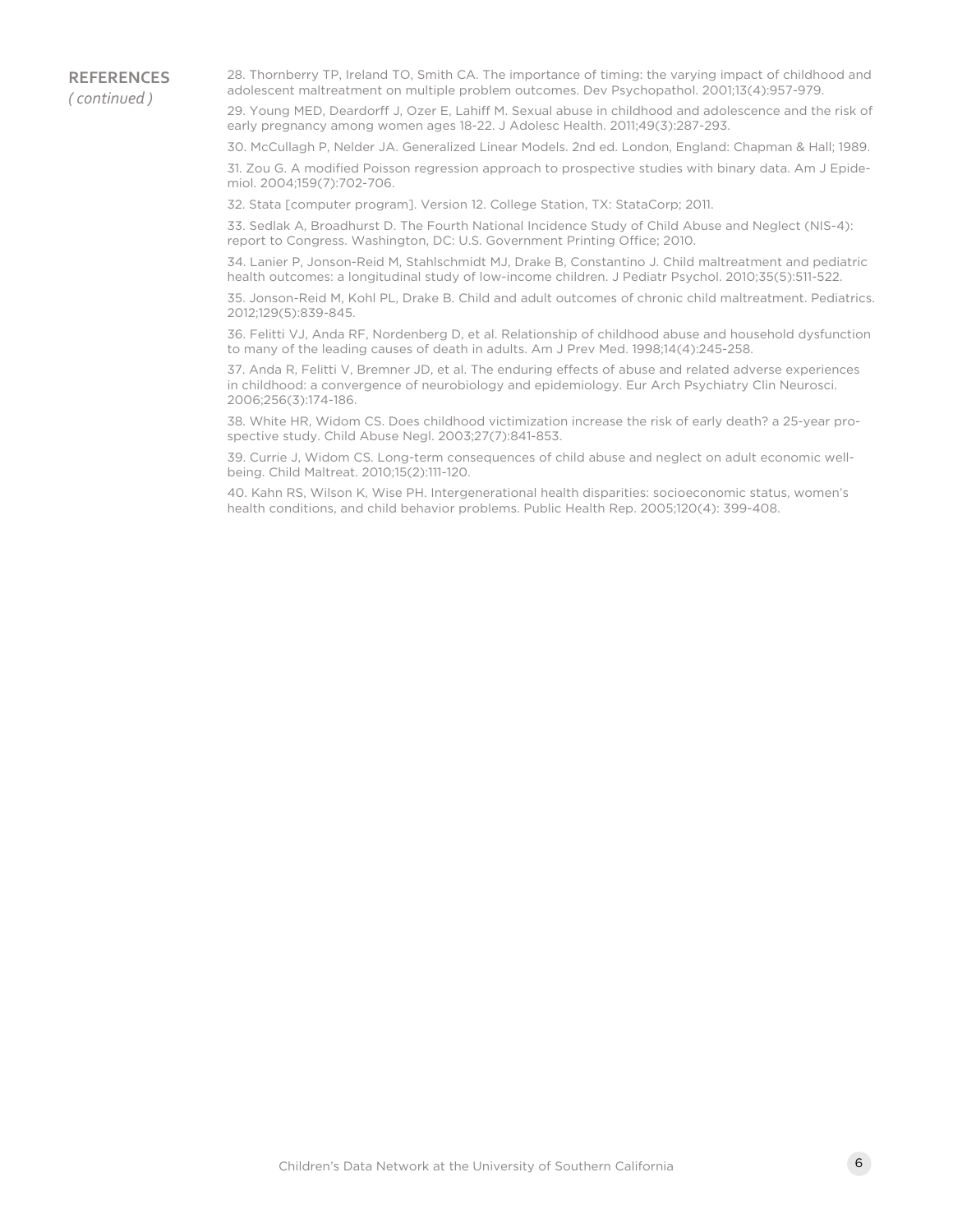## REFERENCES *( continued )*

28. Thornberry TP, Ireland TO, Smith CA. The importance of timing: the varying impact of childhood and adolescent maltreatment on multiple problem outcomes. Dev Psychopathol. 2001;13(4):957-979.

29. Young MED, Deardorff J, Ozer E, Lahiff M. Sexual abuse in childhood and adolescence and the risk of early pregnancy among women ages 18-22. J Adolesc Health. 2011;49(3):287-293.

30. McCullagh P, Nelder JA. Generalized Linear Models. 2nd ed. London, England: Chapman & Hall; 1989.

31. Zou G. A modified Poisson regression approach to prospective studies with binary data. Am J Epidemiol. 2004;159(7):702-706.

32. Stata [computer program]. Version 12. College Station, TX: StataCorp; 2011.

33. Sedlak A, Broadhurst D. The Fourth National Incidence Study of Child Abuse and Neglect (NIS-4): report to Congress. Washington, DC: U.S. Government Printing Office; 2010.

34. Lanier P, Jonson-Reid M, Stahlschmidt MJ, Drake B, Constantino J. Child maltreatment and pediatric health outcomes: a longitudinal study of low-income children. J Pediatr Psychol. 2010;35(5):511-522.

35. Jonson-Reid M, Kohl PL, Drake B. Child and adult outcomes of chronic child maltreatment. Pediatrics. 2012;129(5):839-845.

36. Felitti VJ, Anda RF, Nordenberg D, et al. Relationship of childhood abuse and household dysfunction to many of the leading causes of death in adults. Am J Prev Med. 1998;14(4):245-258.

37. Anda R, Felitti V, Bremner JD, et al. The enduring effects of abuse and related adverse experiences in childhood: a convergence of neurobiology and epidemiology. Eur Arch Psychiatry Clin Neurosci. 2006;256(3):174-186.

38. White HR, Widom CS. Does childhood victimization increase the risk of early death? a 25-year prospective study. Child Abuse Negl. 2003;27(7):841-853.

39. Currie J, Widom CS. Long-term consequences of child abuse and neglect on adult economic well-being. Child Maltreat. 2010;15(2):111-120.

40. Kahn RS, Wilson K, Wise PH. Intergenerational health disparities: socioeconomic status, women's health conditions, and child behavior problems. Public Health Rep. 2005;120(4): 399-408.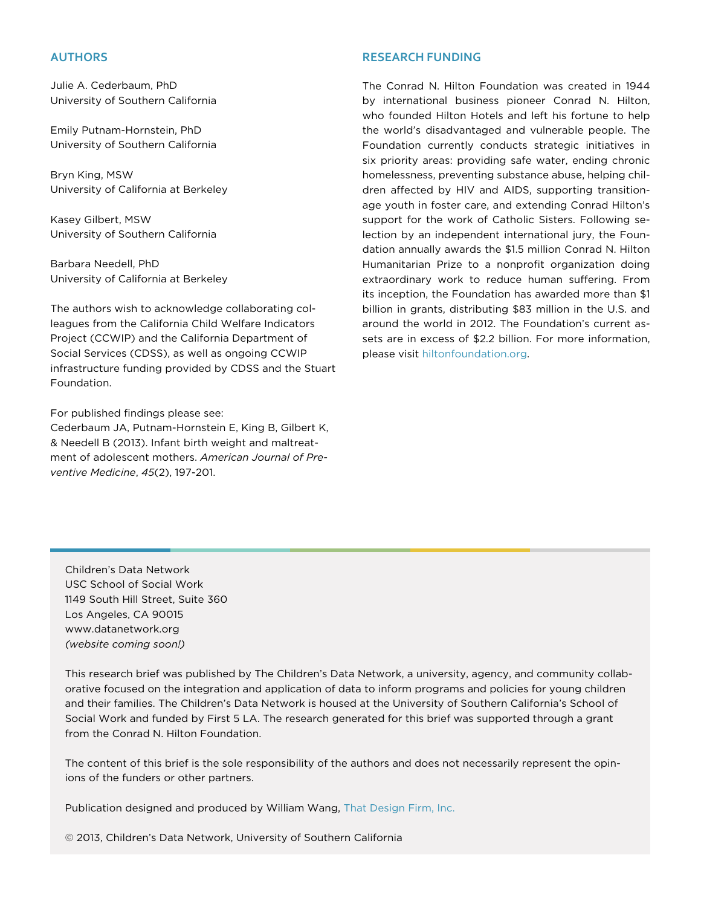## AUTHORS

Julie A. Cederbaum, PhD
University of Southern California

Emily Putnam-Hornstein, PhD
University of Southern California

Bryn King, MSW
University of California at Berkeley

Kasey Gilbert, MSW
University of Southern California

Barbara Needell, PhD
University of California at Berkeley

The authors wish to acknowledge collaborating colleagues from the California Child Welfare Indicators Project (CCWIP) and the California Department of Social Services (CDSS), as well as ongoing CCWIP infrastructure funding provided by CDSS and the Stuart Foundation.

For published findings please see:
Cederbaum JA, Putnam-Hornstein E, King B, Gilbert K, & Needell B (2013). Infant birth weight and maltreatment of adolescent mothers. *American Journal of Preventive Medicine*, *45*(2), 197-201.

## RESEARCH FUNDING

The Conrad N. Hilton Foundation was created in 1944 by international business pioneer Conrad N. Hilton, who founded Hilton Hotels and left his fortune to help the world's disadvantaged and vulnerable people. The Foundation currently conducts strategic initiatives in six priority areas: providing safe water, ending chronic homelessness, preventing substance abuse, helping children affected by HIV and AIDS, supporting transition-age youth in foster care, and extending Conrad Hilton's support for the work of Catholic Sisters. Following selection by an independent international jury, the Foundation annually awards the $1.5 million Conrad N. Hilton Humanitarian Prize to a nonprofit organization doing extraordinary work to reduce human suffering. From its inception, the Foundation has awarded more than $1 billion in grants, distributing $83 million in the U.S. and around the world in 2012. The Foundation's current assets are in excess of $2.2 billion. For more information, please visit hiltonfoundation.org.

Children's Data Network
USC School of Social Work
1149 South Hill Street, Suite 360
Los Angeles, CA 90015
www.datanetwork.org
*(website coming soon!)*

This research brief was published by The Children's Data Network, a university, agency, and community collaborative focused on the integration and application of data to inform programs and policies for young children and their families. The Children's Data Network is housed at the University of Southern California's School of Social Work and funded by First 5 LA. The research generated for this brief was supported through a grant from the Conrad N. Hilton Foundation.

The content of this brief is the sole responsibility of the authors and does not necessarily represent the opinions of the funders or other partners.

Publication designed and produced by William Wang, That Design Firm, Inc.

© 2013, Children's Data Network, University of Southern California